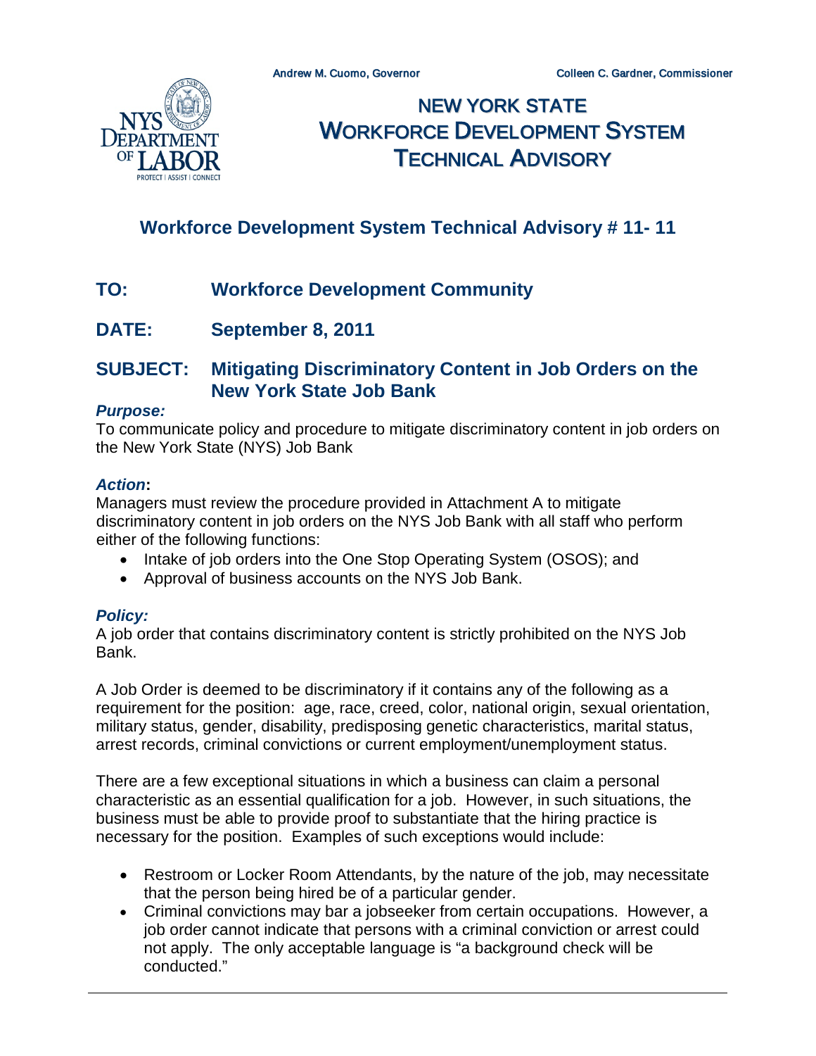Andrew M. Cuomo, Governor    Colleen C. Gardner, Commissioner

# NEW YORK STATE WORKFORCE DEVELOPMENT SYSTEM TECHNICAL ADVISORY

## Workforce Development System Technical Advisory # 11- 11

**TO:** **Workforce Development Community**

**DATE:** **September 8, 2011**

**SUBJECT:** **Mitigating Discriminatory Content in Job Orders on the New York State Job Bank**

***Purpose:***

To communicate policy and procedure to mitigate discriminatory content in job orders on the New York State (NYS) Job Bank

***Action*:**

Managers must review the procedure provided in Attachment A to mitigate discriminatory content in job orders on the NYS Job Bank with all staff who perform either of the following functions:

- Intake of job orders into the One Stop Operating System (OSOS); and
- Approval of business accounts on the NYS Job Bank.

***Policy:***

A job order that contains discriminatory content is strictly prohibited on the NYS Job Bank.

A Job Order is deemed to be discriminatory if it contains any of the following as a requirement for the position: age, race, creed, color, national origin, sexual orientation, military status, gender, disability, predisposing genetic characteristics, marital status, arrest records, criminal convictions or current employment/unemployment status.

There are a few exceptional situations in which a business can claim a personal characteristic as an essential qualification for a job. However, in such situations, the business must be able to provide proof to substantiate that the hiring practice is necessary for the position. Examples of such exceptions would include:

- Restroom or Locker Room Attendants, by the nature of the job, may necessitate that the person being hired be of a particular gender.
- Criminal convictions may bar a jobseeker from certain occupations. However, a job order cannot indicate that persons with a criminal conviction or arrest could not apply. The only acceptable language is "a background check will be conducted."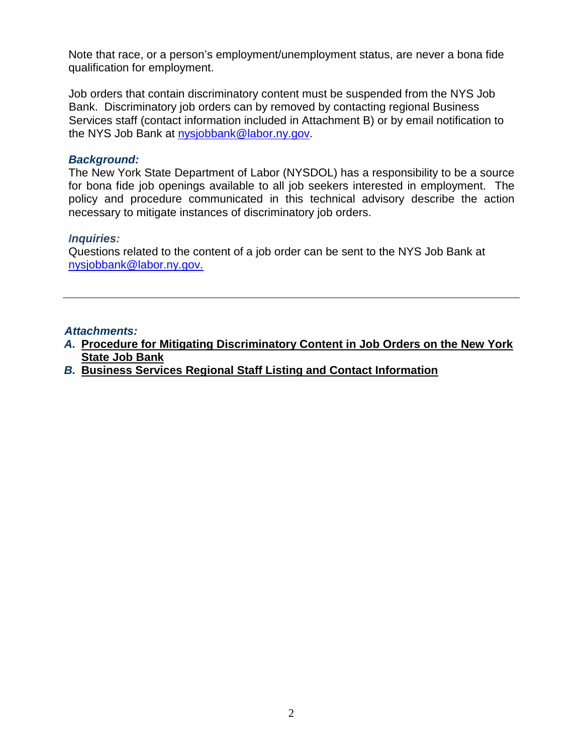Note that race, or a person's employment/unemployment status, are never a bona fide qualification for employment.

Job orders that contain discriminatory content must be suspended from the NYS Job Bank. Discriminatory job orders can by removed by contacting regional Business Services staff (contact information included in Attachment B) or by email notification to the NYS Job Bank at nysjobbank@labor.ny.gov.

***Background:***

The New York State Department of Labor (NYSDOL) has a responsibility to be a source for bona fide job openings available to all job seekers interested in employment. The policy and procedure communicated in this technical advisory describe the action necessary to mitigate instances of discriminatory job orders.

***Inquiries:***

Questions related to the content of a job order can be sent to the NYS Job Bank at nysjobbank@labor.ny.gov.

---

***Attachments:***

***A.*** **Procedure for Mitigating Discriminatory Content in Job Orders on the New York State Job Bank**

***B.*** **Business Services Regional Staff Listing and Contact Information**